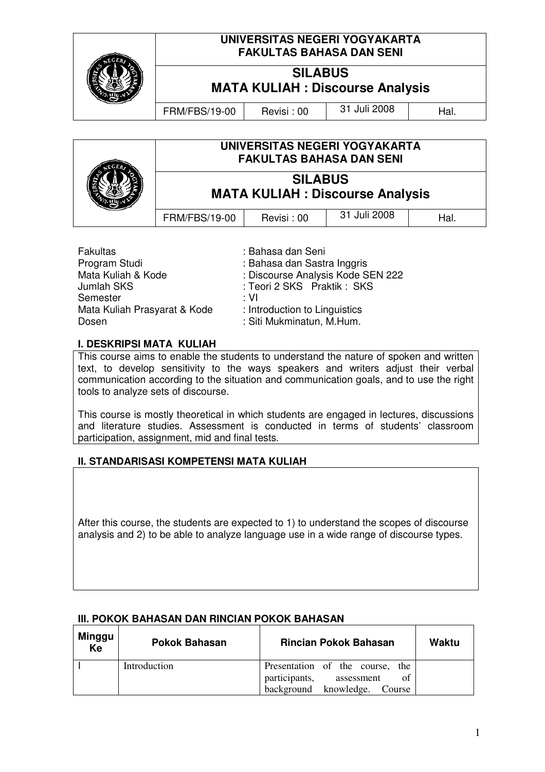| | UNIVERSITAS NEGERI YOGYAKARTA<br>FAKULTAS BAHASA DAN SENI | | | |
|---|---|---|---|---|
| | **SILABUS**<br>**MATA KULIAH : Discourse Analysis** | | | |
| | FRM/FBS/19-00 | Revisi : 00 | 31 Juli 2008 | Hal. |

| | UNIVERSITAS NEGERI YOGYAKARTA<br>FAKULTAS BAHASA DAN SENI | | | |
|---|---|---|---|---|
| | **SILABUS**<br>**MATA KULIAH : Discourse Analysis** | | | |
| | FRM/FBS/19-00 | Revisi : 00 | 31 Juli 2008 | Hal. |

Fakultas : Bahasa dan Seni
Program Studi : Bahasa dan Sastra Inggris
Mata Kuliah & Kode : Discourse Analysis Kode SEN 222
Jumlah SKS : Teori 2 SKS Praktik : SKS
Semester : VI
Mata Kuliah Prasyarat & Kode : Introduction to Linguistics
Dosen : Siti Mukminatun, M.Hum.

**I. DESKRIPSI MATA KULIAH**

This course aims to enable the students to understand the nature of spoken and written text, to develop sensitivity to the ways speakers and writers adjust their verbal communication according to the situation and communication goals, and to use the right tools to analyze sets of discourse.

This course is mostly theoretical in which students are engaged in lectures, discussions and literature studies. Assessment is conducted in terms of students' classroom participation, assignment, mid and final tests.

**II. STANDARISASI KOMPETENSI MATA KULIAH**

After this course, the students are expected to 1) to understand the scopes of discourse analysis and 2) to be able to analyze language use in a wide range of discourse types.

**III. POKOK BAHASAN DAN RINCIAN POKOK BAHASAN**

| Minggu Ke | Pokok Bahasan | Rincian Pokok Bahasan | Waktu |
|---|---|---|---|
| I | Introduction | Presentation of the course, the participants, assessment of background knowledge. Course | |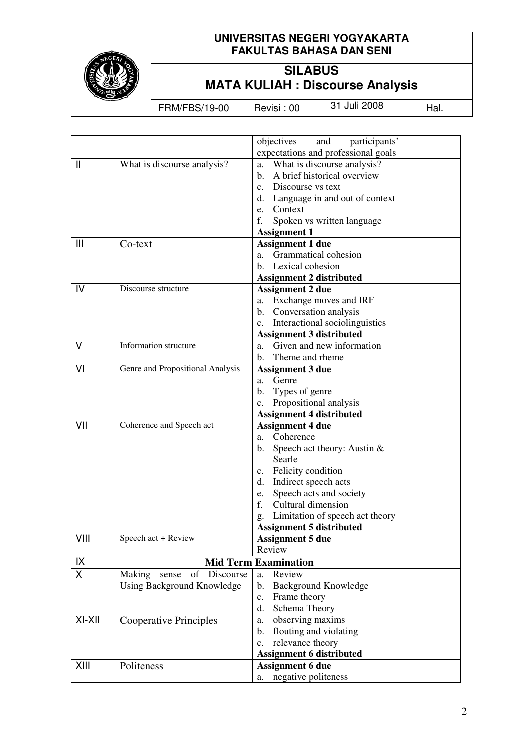| | | | |
|---|---|---|---|
| | | objectives and participants' expectations and professional goals | |
| II | What is discourse analysis? | a. What is discourse analysis?<br>b. A brief historical overview<br>c. Discourse vs text<br>d. Language in and out of context<br>e. Context<br>f. Spoken vs written language<br>**Assignment 1** | |
| III | Co-text | **Assignment 1 due**<br>a. Grammatical cohesion<br>b. Lexical cohesion<br>**Assignment 2 distributed** | |
| IV | Discourse structure | **Assignment 2 due**<br>a. Exchange moves and IRF<br>b. Conversation analysis<br>c. Interactional sociolinguistics<br>**Assignment 3 distributed** | |
| V | Information structure | a. Given and new information<br>b. Theme and rheme | |
| VI | Genre and Propositional Analysis | **Assignment 3 due**<br>a. Genre<br>b. Types of genre<br>c. Propositional analysis<br>**Assignment 4 distributed** | |
| VII | Coherence and Speech act | **Assignment 4 due**<br>a. Coherence<br>b. Speech act theory: Austin & Searle<br>c. Felicity condition<br>d. Indirect speech acts<br>e. Speech acts and society<br>f. Cultural dimension<br>g. Limitation of speech act theory<br>**Assignment 5 distributed** | |
| VIII | Speech act + Review | **Assignment 5 due**<br>Review | |
| IX | **Mid Term Examination** | | |
| X | Making sense of Discourse Using Background Knowledge | a. Review<br>b. Background Knowledge<br>c. Frame theory<br>d. Schema Theory | |
| XI-XII | Cooperative Principles | a. observing maxims<br>b. flouting and violating<br>c. relevance theory<br>**Assignment 6 distributed** | |
| XIII | Politeness | **Assignment 6 due**<br>a. negative politeness | |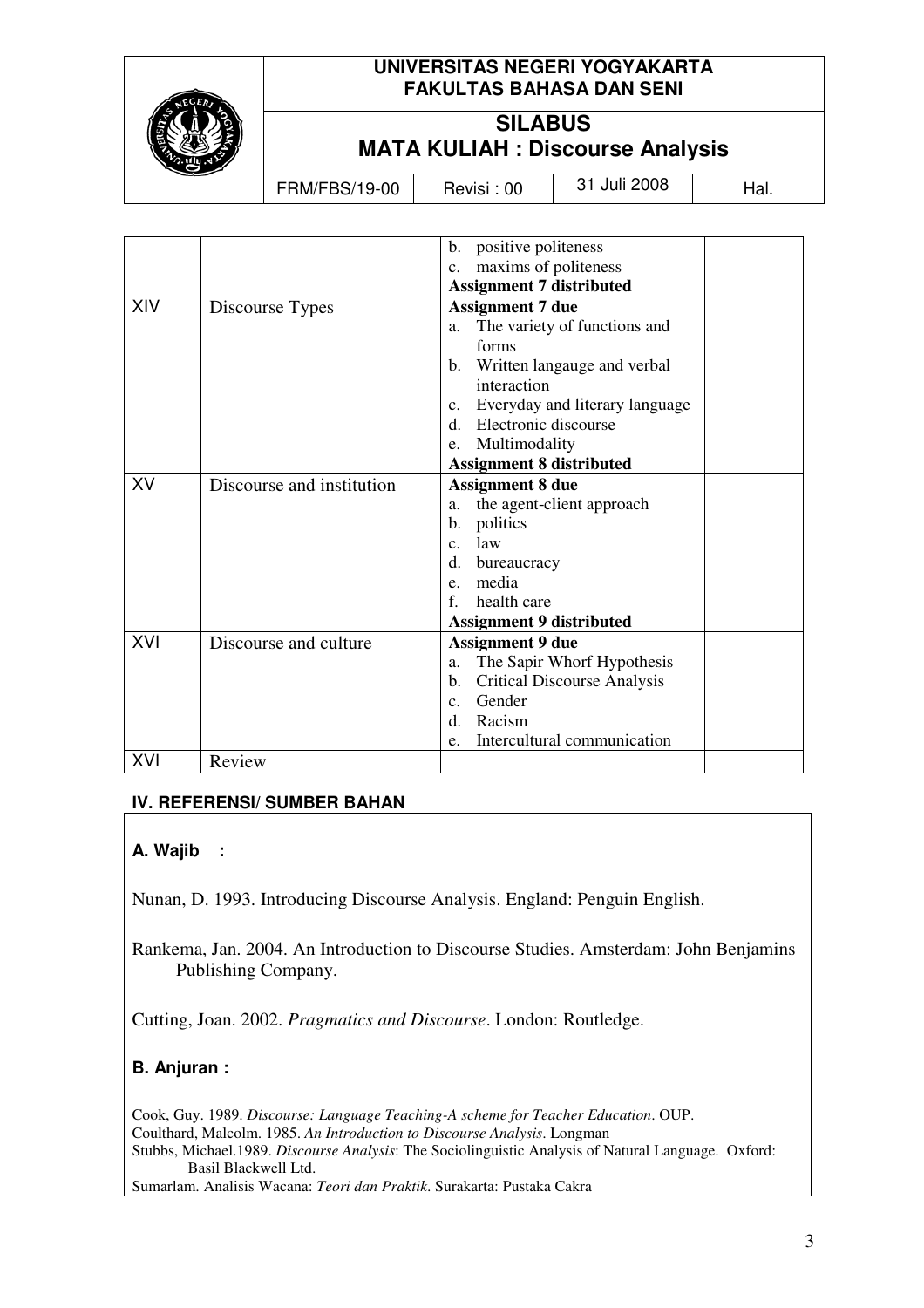| | | | |
|---|---|---|---|
| | | b. positive politeness<br>c. maxims of politeness<br>**Assignment 7 distributed** | |
| XIV | Discourse Types | **Assignment 7 due**<br>a. The variety of functions and forms<br>b. Written langauge and verbal interaction<br>c. Everyday and literary language<br>d. Electronic discourse<br>e. Multimodality<br>**Assignment 8 distributed** | |
| XV | Discourse and institution | **Assignment 8 due**<br>a. the agent-client approach<br>b. politics<br>c. law<br>d. bureaucracy<br>e. media<br>f. health care<br>**Assignment 9 distributed** | |
| XVI | Discourse and culture | **Assignment 9 due**<br>a. The Sapir Whorf Hypothesis<br>b. Critical Discourse Analysis<br>c. Gender<br>d. Racism<br>e. Intercultural communication | |
| XVI | Review | | |

## IV. REFERENSI/ SUMBER BAHAN

**A. Wajib :**

Nunan, D. 1993. Introducing Discourse Analysis. England: Penguin English.

Rankema, Jan. 2004. An Introduction to Discourse Studies. Amsterdam: John Benjamins Publishing Company.

Cutting, Joan. 2002. *Pragmatics and Discourse*. London: Routledge.

**B. Anjuran :**

Cook, Guy. 1989. *Discourse: Language Teaching-A scheme for Teacher Education*. OUP.
Coulthard, Malcolm. 1985. *An Introduction to Discourse Analysis*. Longman
Stubbs, Michael.1989. *Discourse Analysis*: The Sociolinguistic Analysis of Natural Language. Oxford: Basil Blackwell Ltd.
Sumarlam. Analisis Wacana: *Teori dan Praktik*. Surakarta: Pustaka Cakra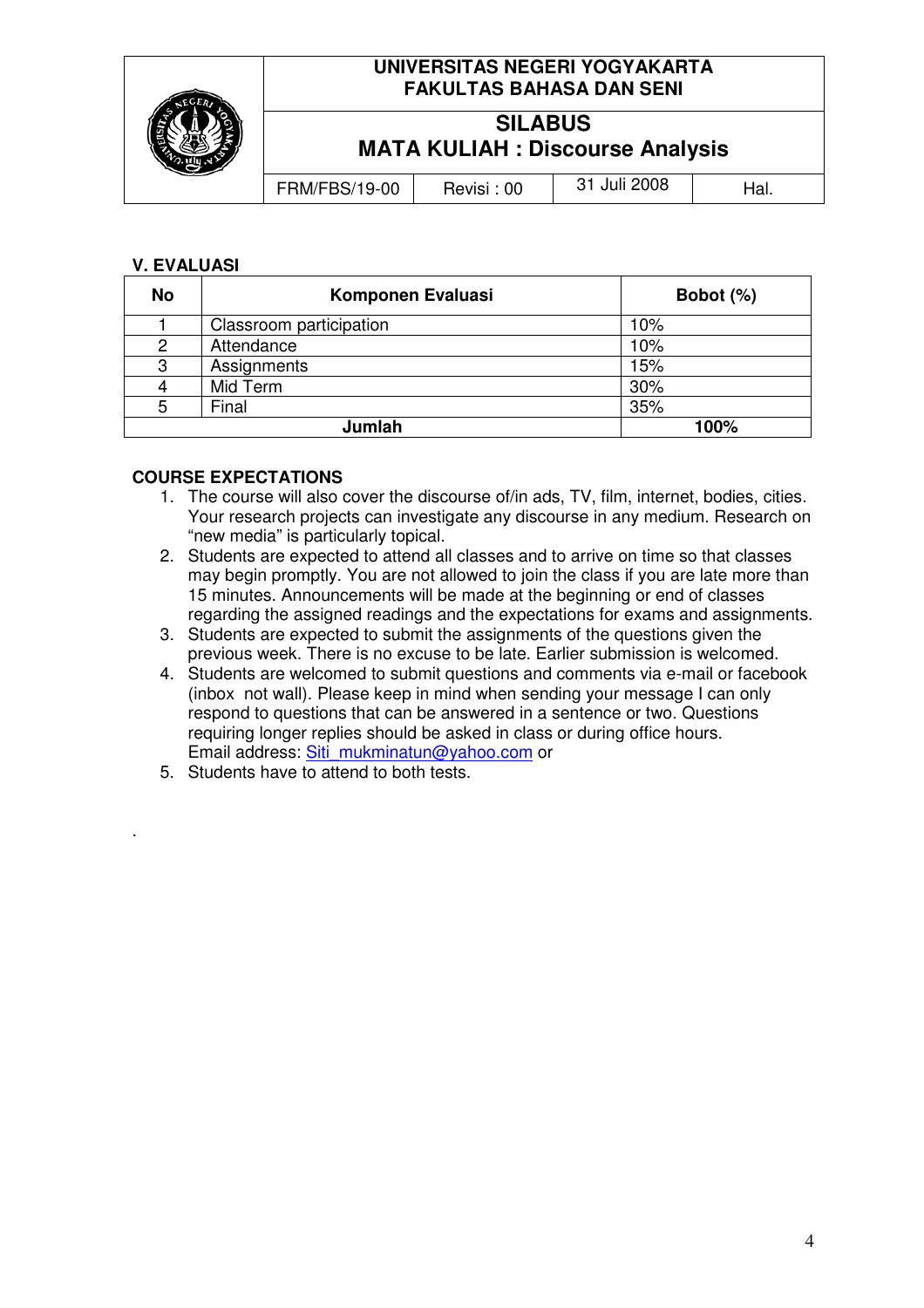## V. EVALUASI

| No | Komponen Evaluasi | Bobot (%) |
|---|---|---|
| 1 | Classroom participation | 10% |
| 2 | Attendance | 10% |
| 3 | Assignments | 15% |
| 4 | Mid Term | 30% |
| 5 | Final | 35% |
| **Jumlah** | | **100%** |

**COURSE EXPECTATIONS**

1. The course will also cover the discourse of/in ads, TV, film, internet, bodies, cities. Your research projects can investigate any discourse in any medium. Research on "new media" is particularly topical.
2. Students are expected to attend all classes and to arrive on time so that classes may begin promptly. You are not allowed to join the class if you are late more than 15 minutes. Announcements will be made at the beginning or end of classes regarding the assigned readings and the expectations for exams and assignments.
3. Students are expected to submit the assignments of the questions given the previous week. There is no excuse to be late. Earlier submission is welcomed.
4. Students are welcomed to submit questions and comments via e-mail or facebook (inbox not wall). Please keep in mind when sending your message I can only respond to questions that can be answered in a sentence or two. Questions requiring longer replies should be asked in class or during office hours. Email address: Siti_mukminatun@yahoo.com or
5. Students have to attend to both tests.

.